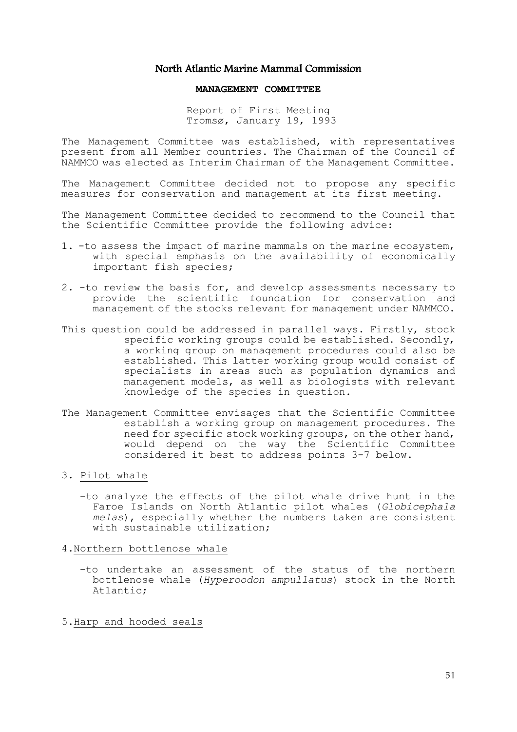# North Atlantic Marine Mammal Commission

## MANAGEMENT COMMITTEE

Report of First Meeting
Tromsø, January 19, 1993

The Management Committee was established, with representatives present from all Member countries. The Chairman of the Council of NAMMCO was elected as Interim Chairman of the Management Committee.

The Management Committee decided not to propose any specific measures for conservation and management at its first meeting.

The Management Committee decided to recommend to the Council that the Scientific Committee provide the following advice:

1. -to assess the impact of marine mammals on the marine ecosystem, with special emphasis on the availability of economically important fish species;

2. -to review the basis for, and develop assessments necessary to provide the scientific foundation for conservation and management of the stocks relevant for management under NAMMCO.

This question could be addressed in parallel ways. Firstly, stock specific working groups could be established. Secondly, a working group on management procedures could also be established. This latter working group would consist of specialists in areas such as population dynamics and management models, as well as biologists with relevant knowledge of the species in question.

The Management Committee envisages that the Scientific Committee establish a working group on management procedures. The need for specific stock working groups, on the other hand, would depend on the way the Scientific Committee considered it best to address points 3-7 below.

3. <u>Pilot whale</u>

   -to analyze the effects of the pilot whale drive hunt in the Faroe Islands on North Atlantic pilot whales (*Globicephala melas*), especially whether the numbers taken are consistent with sustainable utilization;

4. <u>Northern bottlenose whale</u>

   -to undertake an assessment of the status of the northern bottlenose whale (*Hyperoodon ampullatus*) stock in the North Atlantic;

5. <u>Harp and hooded seals</u>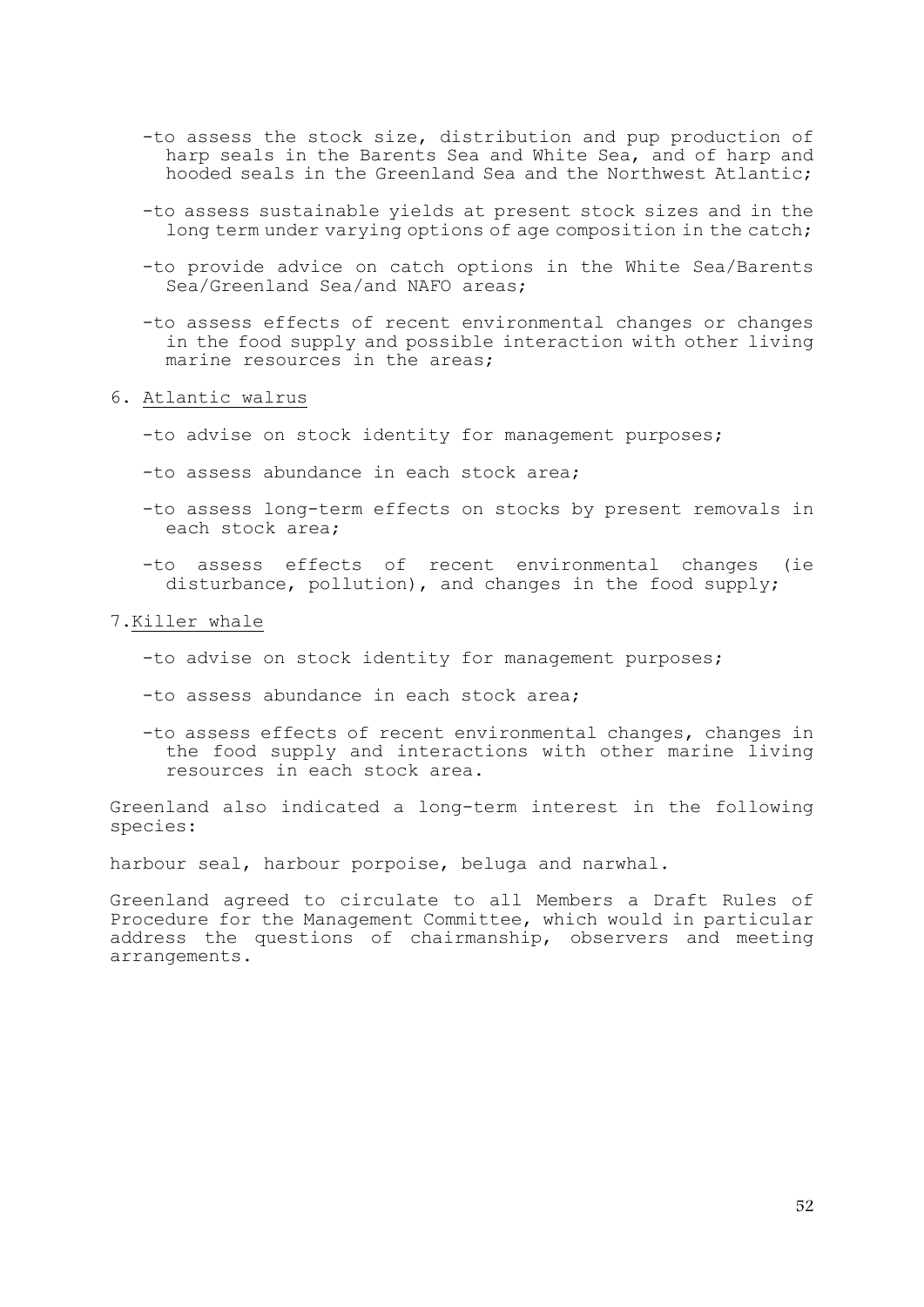- to assess the stock size, distribution and pup production of harp seals in the Barents Sea and White Sea, and of harp and hooded seals in the Greenland Sea and the Northwest Atlantic;

- to assess sustainable yields at present stock sizes and in the long term under varying options of age composition in the catch;

- to provide advice on catch options in the White Sea/Barents Sea/Greenland Sea/and NAFO areas;

- to assess effects of recent environmental changes or changes in the food supply and possible interaction with other living marine resources in the areas;

6. <u>Atlantic walrus</u>

   - to advise on stock identity for management purposes;

   - to assess abundance in each stock area;

   - to assess long-term effects on stocks by present removals in each stock area;

   - to assess effects of recent environmental changes (ie disturbance, pollution), and changes in the food supply;

7. <u>Killer whale</u>

   - to advise on stock identity for management purposes;

   - to assess abundance in each stock area;

   - to assess effects of recent environmental changes, changes in the food supply and interactions with other marine living resources in each stock area.

Greenland also indicated a long-term interest in the following species:

harbour seal, harbour porpoise, beluga and narwhal.

Greenland agreed to circulate to all Members a Draft Rules of Procedure for the Management Committee, which would in particular address the questions of chairmanship, observers and meeting arrangements.